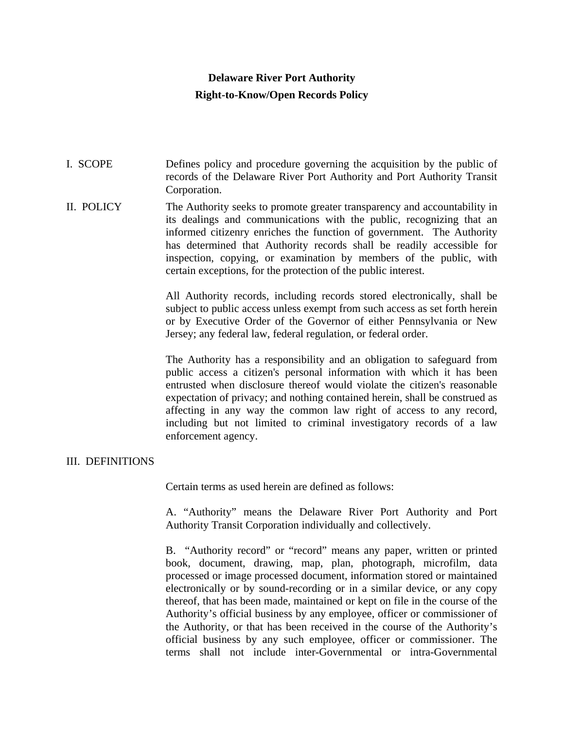# Delaware River Port Authority
## Right-to-Know/Open Records Policy

**I. SCOPE**

Defines policy and procedure governing the acquisition by the public of records of the Delaware River Port Authority and Port Authority Transit Corporation.

**II. POLICY**

The Authority seeks to promote greater transparency and accountability in its dealings and communications with the public, recognizing that an informed citizenry enriches the function of government. The Authority has determined that Authority records shall be readily accessible for inspection, copying, or examination by members of the public, with certain exceptions, for the protection of the public interest.

All Authority records, including records stored electronically, shall be subject to public access unless exempt from such access as set forth herein or by Executive Order of the Governor of either Pennsylvania or New Jersey; any federal law, federal regulation, or federal order.

The Authority has a responsibility and an obligation to safeguard from public access a citizen's personal information with which it has been entrusted when disclosure thereof would violate the citizen's reasonable expectation of privacy; and nothing contained herein, shall be construed as affecting in any way the common law right of access to any record, including but not limited to criminal investigatory records of a law enforcement agency.

**III. DEFINITIONS**

Certain terms as used herein are defined as follows:

A. "Authority" means the Delaware River Port Authority and Port Authority Transit Corporation individually and collectively.

B. "Authority record" or "record" means any paper, written or printed book, document, drawing, map, plan, photograph, microfilm, data processed or image processed document, information stored or maintained electronically or by sound-recording or in a similar device, or any copy thereof, that has been made, maintained or kept on file in the course of the Authority's official business by any employee, officer or commissioner of the Authority, or that has been received in the course of the Authority's official business by any such employee, officer or commissioner. The terms shall not include inter-Governmental or intra-Governmental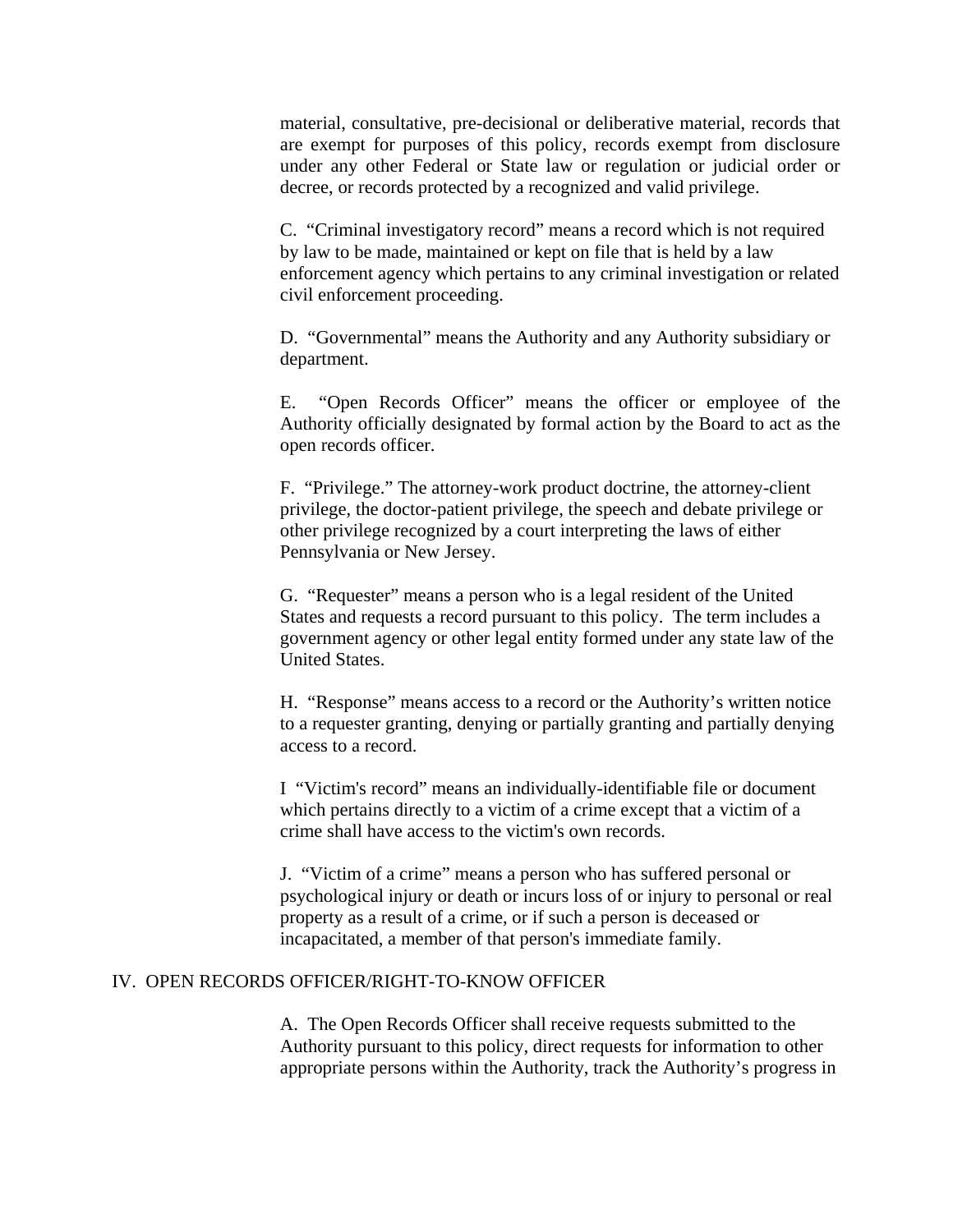material, consultative, pre-decisional or deliberative material, records that are exempt for purposes of this policy, records exempt from disclosure under any other Federal or State law or regulation or judicial order or decree, or records protected by a recognized and valid privilege.

C. "Criminal investigatory record" means a record which is not required by law to be made, maintained or kept on file that is held by a law enforcement agency which pertains to any criminal investigation or related civil enforcement proceeding.

D. "Governmental" means the Authority and any Authority subsidiary or department.

E. "Open Records Officer" means the officer or employee of the Authority officially designated by formal action by the Board to act as the open records officer.

F. "Privilege." The attorney-work product doctrine, the attorney-client privilege, the doctor-patient privilege, the speech and debate privilege or other privilege recognized by a court interpreting the laws of either Pennsylvania or New Jersey.

G. "Requester" means a person who is a legal resident of the United States and requests a record pursuant to this policy. The term includes a government agency or other legal entity formed under any state law of the United States.

H. "Response" means access to a record or the Authority's written notice to a requester granting, denying or partially granting and partially denying access to a record.

I "Victim's record" means an individually-identifiable file or document which pertains directly to a victim of a crime except that a victim of a crime shall have access to the victim's own records.

J. "Victim of a crime" means a person who has suffered personal or psychological injury or death or incurs loss of or injury to personal or real property as a result of a crime, or if such a person is deceased or incapacitated, a member of that person's immediate family.

## IV. OPEN RECORDS OFFICER/RIGHT-TO-KNOW OFFICER

A. The Open Records Officer shall receive requests submitted to the Authority pursuant to this policy, direct requests for information to other appropriate persons within the Authority, track the Authority's progress in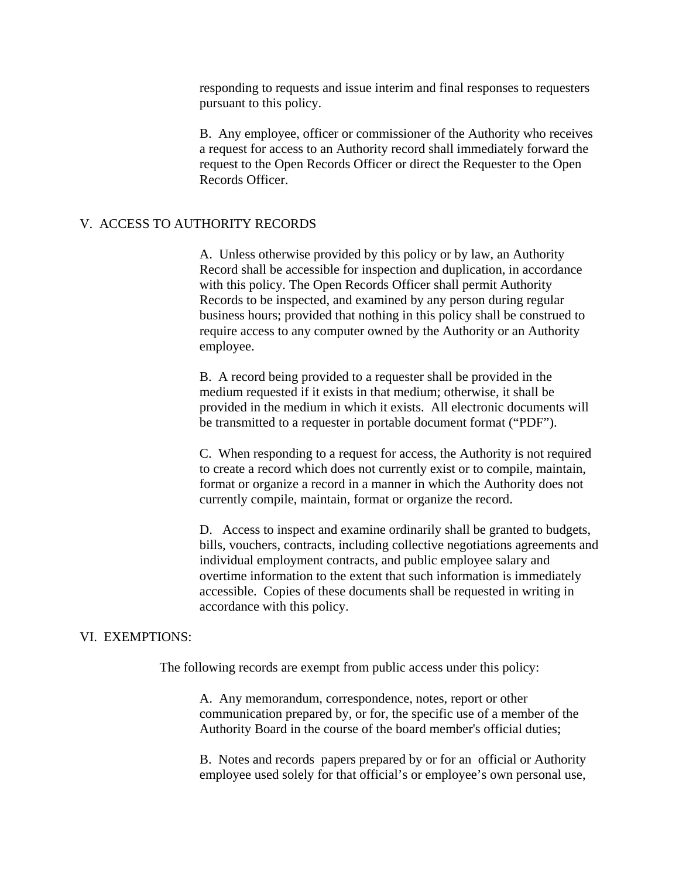responding to requests and issue interim and final responses to requesters pursuant to this policy.

B. Any employee, officer or commissioner of the Authority who receives a request for access to an Authority record shall immediately forward the request to the Open Records Officer or direct the Requester to the Open Records Officer.

## V. ACCESS TO AUTHORITY RECORDS

A. Unless otherwise provided by this policy or by law, an Authority Record shall be accessible for inspection and duplication, in accordance with this policy. The Open Records Officer shall permit Authority Records to be inspected, and examined by any person during regular business hours; provided that nothing in this policy shall be construed to require access to any computer owned by the Authority or an Authority employee.

B. A record being provided to a requester shall be provided in the medium requested if it exists in that medium; otherwise, it shall be provided in the medium in which it exists. All electronic documents will be transmitted to a requester in portable document format ("PDF").

C. When responding to a request for access, the Authority is not required to create a record which does not currently exist or to compile, maintain, format or organize a record in a manner in which the Authority does not currently compile, maintain, format or organize the record.

D. Access to inspect and examine ordinarily shall be granted to budgets, bills, vouchers, contracts, including collective negotiations agreements and individual employment contracts, and public employee salary and overtime information to the extent that such information is immediately accessible. Copies of these documents shall be requested in writing in accordance with this policy.

## VI. EXEMPTIONS:

The following records are exempt from public access under this policy:

A. Any memorandum, correspondence, notes, report or other communication prepared by, or for, the specific use of a member of the Authority Board in the course of the board member's official duties;

B. Notes and records papers prepared by or for an official or Authority employee used solely for that official's or employee's own personal use,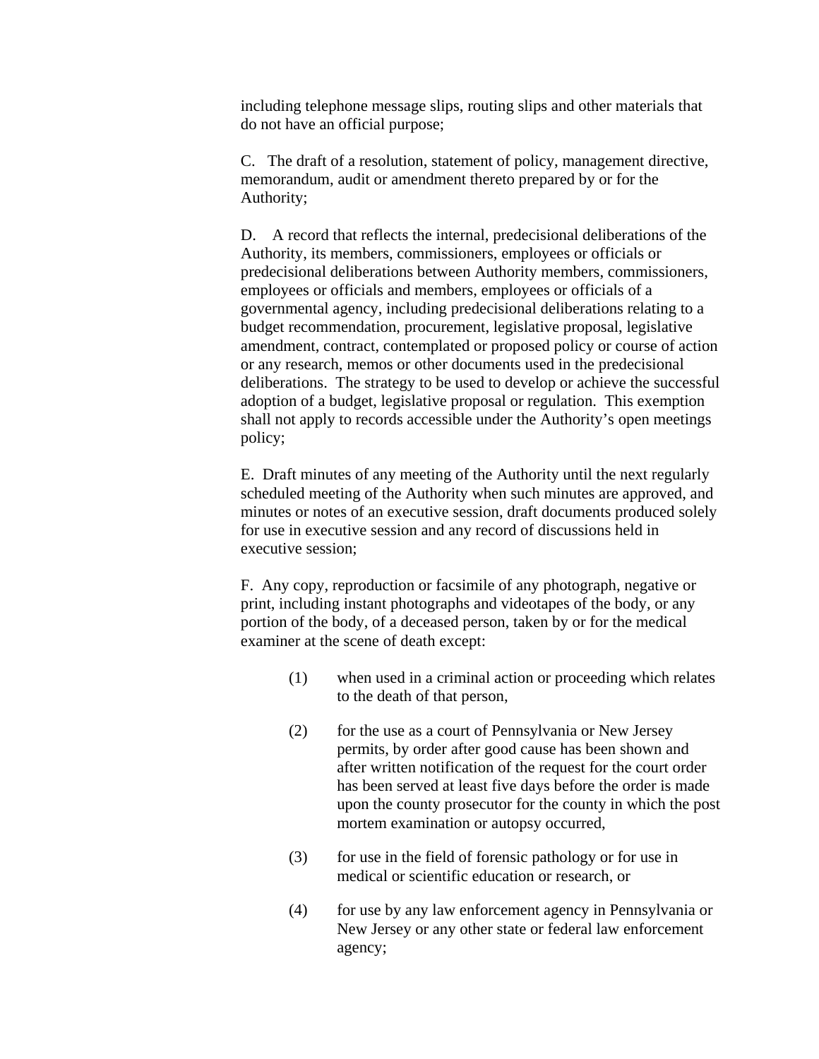including telephone message slips, routing slips and other materials that do not have an official purpose;

C. The draft of a resolution, statement of policy, management directive, memorandum, audit or amendment thereto prepared by or for the Authority;

D. A record that reflects the internal, predecisional deliberations of the Authority, its members, commissioners, employees or officials or predecisional deliberations between Authority members, commissioners, employees or officials and members, employees or officials of a governmental agency, including predecisional deliberations relating to a budget recommendation, procurement, legislative proposal, legislative amendment, contract, contemplated or proposed policy or course of action or any research, memos or other documents used in the predecisional deliberations. The strategy to be used to develop or achieve the successful adoption of a budget, legislative proposal or regulation. This exemption shall not apply to records accessible under the Authority's open meetings policy;

E. Draft minutes of any meeting of the Authority until the next regularly scheduled meeting of the Authority when such minutes are approved, and minutes or notes of an executive session, draft documents produced solely for use in executive session and any record of discussions held in executive session;

F. Any copy, reproduction or facsimile of any photograph, negative or print, including instant photographs and videotapes of the body, or any portion of the body, of a deceased person, taken by or for the medical examiner at the scene of death except:

(1) when used in a criminal action or proceeding which relates to the death of that person,

(2) for the use as a court of Pennsylvania or New Jersey permits, by order after good cause has been shown and after written notification of the request for the court order has been served at least five days before the order is made upon the county prosecutor for the county in which the post mortem examination or autopsy occurred,

(3) for use in the field of forensic pathology or for use in medical or scientific education or research, or

(4) for use by any law enforcement agency in Pennsylvania or New Jersey or any other state or federal law enforcement agency;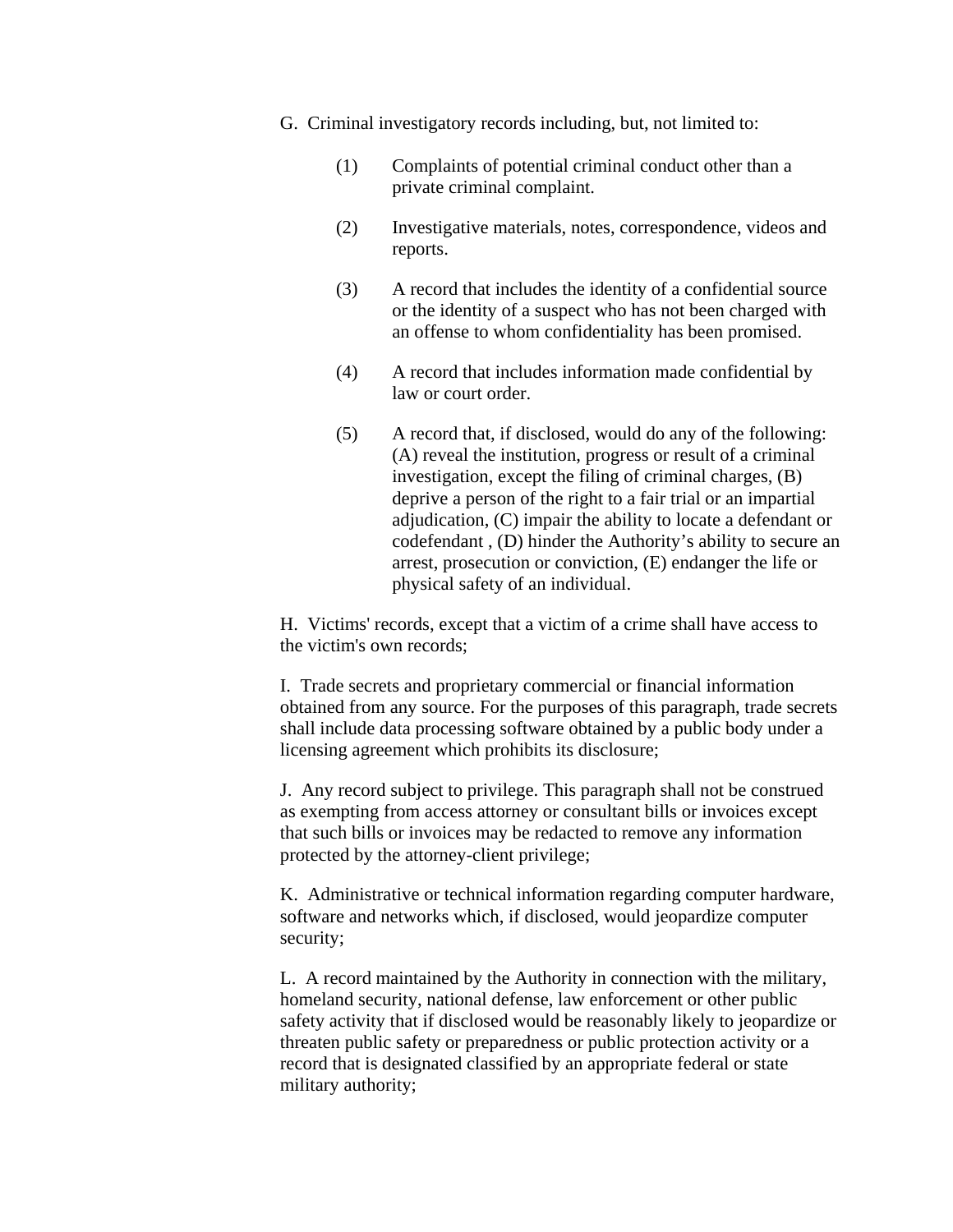G. Criminal investigatory records including, but, not limited to:

(1) Complaints of potential criminal conduct other than a private criminal complaint.

(2) Investigative materials, notes, correspondence, videos and reports.

(3) A record that includes the identity of a confidential source or the identity of a suspect who has not been charged with an offense to whom confidentiality has been promised.

(4) A record that includes information made confidential by law or court order.

(5) A record that, if disclosed, would do any of the following: (A) reveal the institution, progress or result of a criminal investigation, except the filing of criminal charges, (B) deprive a person of the right to a fair trial or an impartial adjudication, (C) impair the ability to locate a defendant or codefendant , (D) hinder the Authority's ability to secure an arrest, prosecution or conviction, (E) endanger the life or physical safety of an individual.

H. Victims' records, except that a victim of a crime shall have access to the victim's own records;

I. Trade secrets and proprietary commercial or financial information obtained from any source. For the purposes of this paragraph, trade secrets shall include data processing software obtained by a public body under a licensing agreement which prohibits its disclosure;

J. Any record subject to privilege. This paragraph shall not be construed as exempting from access attorney or consultant bills or invoices except that such bills or invoices may be redacted to remove any information protected by the attorney-client privilege;

K. Administrative or technical information regarding computer hardware, software and networks which, if disclosed, would jeopardize computer security;

L. A record maintained by the Authority in connection with the military, homeland security, national defense, law enforcement or other public safety activity that if disclosed would be reasonably likely to jeopardize or threaten public safety or preparedness or public protection activity or a record that is designated classified by an appropriate federal or state military authority;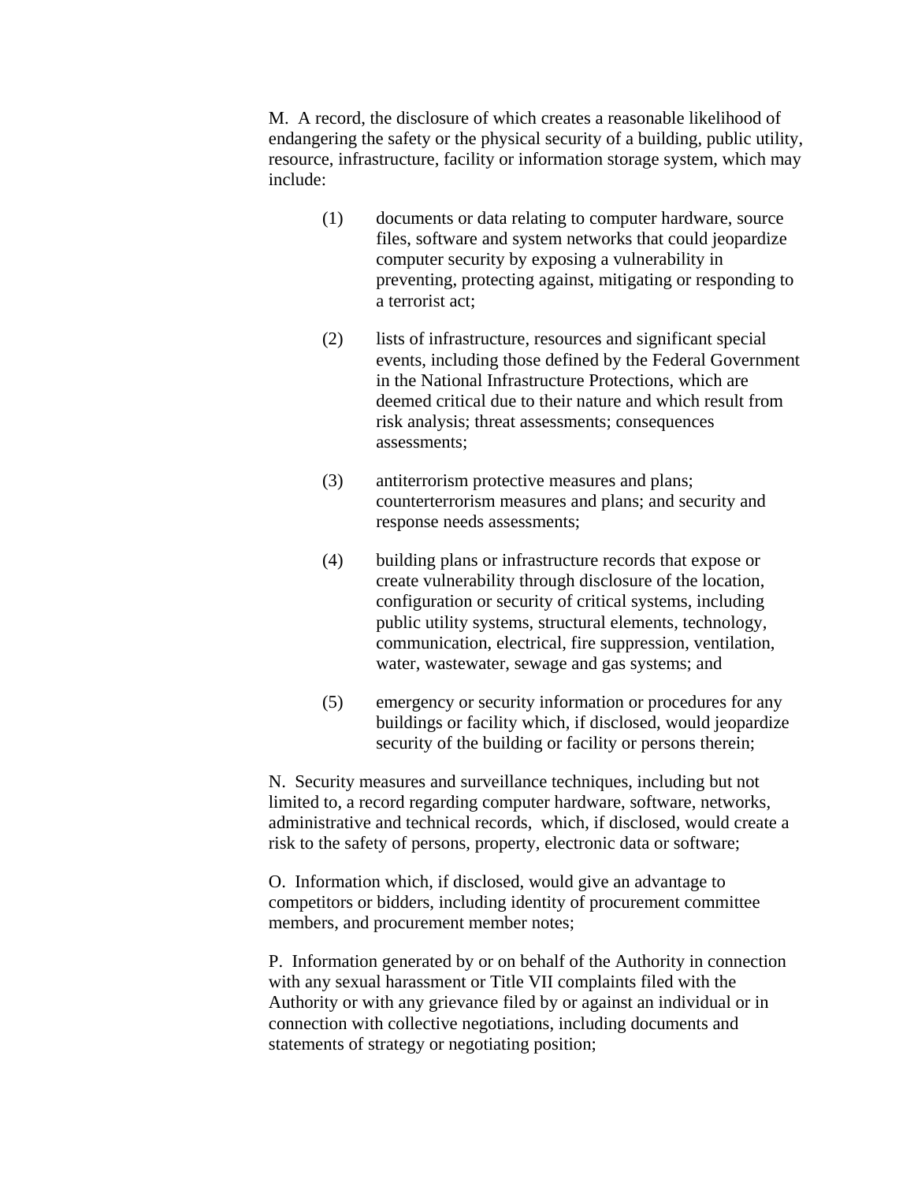M. A record, the disclosure of which creates a reasonable likelihood of endangering the safety or the physical security of a building, public utility, resource, infrastructure, facility or information storage system, which may include:

(1) documents or data relating to computer hardware, source files, software and system networks that could jeopardize computer security by exposing a vulnerability in preventing, protecting against, mitigating or responding to a terrorist act;

(2) lists of infrastructure, resources and significant special events, including those defined by the Federal Government in the National Infrastructure Protections, which are deemed critical due to their nature and which result from risk analysis; threat assessments; consequences assessments;

(3) antiterrorism protective measures and plans; counterterrorism measures and plans; and security and response needs assessments;

(4) building plans or infrastructure records that expose or create vulnerability through disclosure of the location, configuration or security of critical systems, including public utility systems, structural elements, technology, communication, electrical, fire suppression, ventilation, water, wastewater, sewage and gas systems; and

(5) emergency or security information or procedures for any buildings or facility which, if disclosed, would jeopardize security of the building or facility or persons therein;

N. Security measures and surveillance techniques, including but not limited to, a record regarding computer hardware, software, networks, administrative and technical records, which, if disclosed, would create a risk to the safety of persons, property, electronic data or software;

O. Information which, if disclosed, would give an advantage to competitors or bidders, including identity of procurement committee members, and procurement member notes;

P. Information generated by or on behalf of the Authority in connection with any sexual harassment or Title VII complaints filed with the Authority or with any grievance filed by or against an individual or in connection with collective negotiations, including documents and statements of strategy or negotiating position;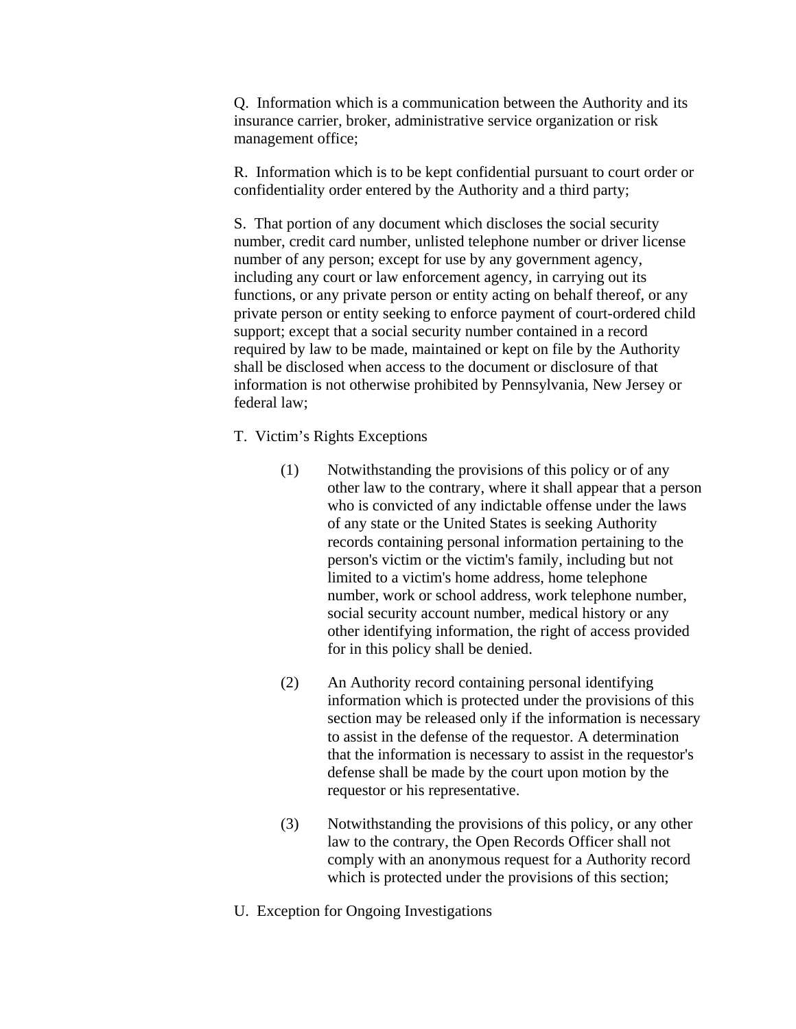Q. Information which is a communication between the Authority and its insurance carrier, broker, administrative service organization or risk management office;

R. Information which is to be kept confidential pursuant to court order or confidentiality order entered by the Authority and a third party;

S. That portion of any document which discloses the social security number, credit card number, unlisted telephone number or driver license number of any person; except for use by any government agency, including any court or law enforcement agency, in carrying out its functions, or any private person or entity acting on behalf thereof, or any private person or entity seeking to enforce payment of court-ordered child support; except that a social security number contained in a record required by law to be made, maintained or kept on file by the Authority shall be disclosed when access to the document or disclosure of that information is not otherwise prohibited by Pennsylvania, New Jersey or federal law;

T. Victim's Rights Exceptions

(1) Notwithstanding the provisions of this policy or of any other law to the contrary, where it shall appear that a person who is convicted of any indictable offense under the laws of any state or the United States is seeking Authority records containing personal information pertaining to the person's victim or the victim's family, including but not limited to a victim's home address, home telephone number, work or school address, work telephone number, social security account number, medical history or any other identifying information, the right of access provided for in this policy shall be denied.

(2) An Authority record containing personal identifying information which is protected under the provisions of this section may be released only if the information is necessary to assist in the defense of the requestor. A determination that the information is necessary to assist in the requestor's defense shall be made by the court upon motion by the requestor or his representative.

(3) Notwithstanding the provisions of this policy, or any other law to the contrary, the Open Records Officer shall not comply with an anonymous request for a Authority record which is protected under the provisions of this section;

U. Exception for Ongoing Investigations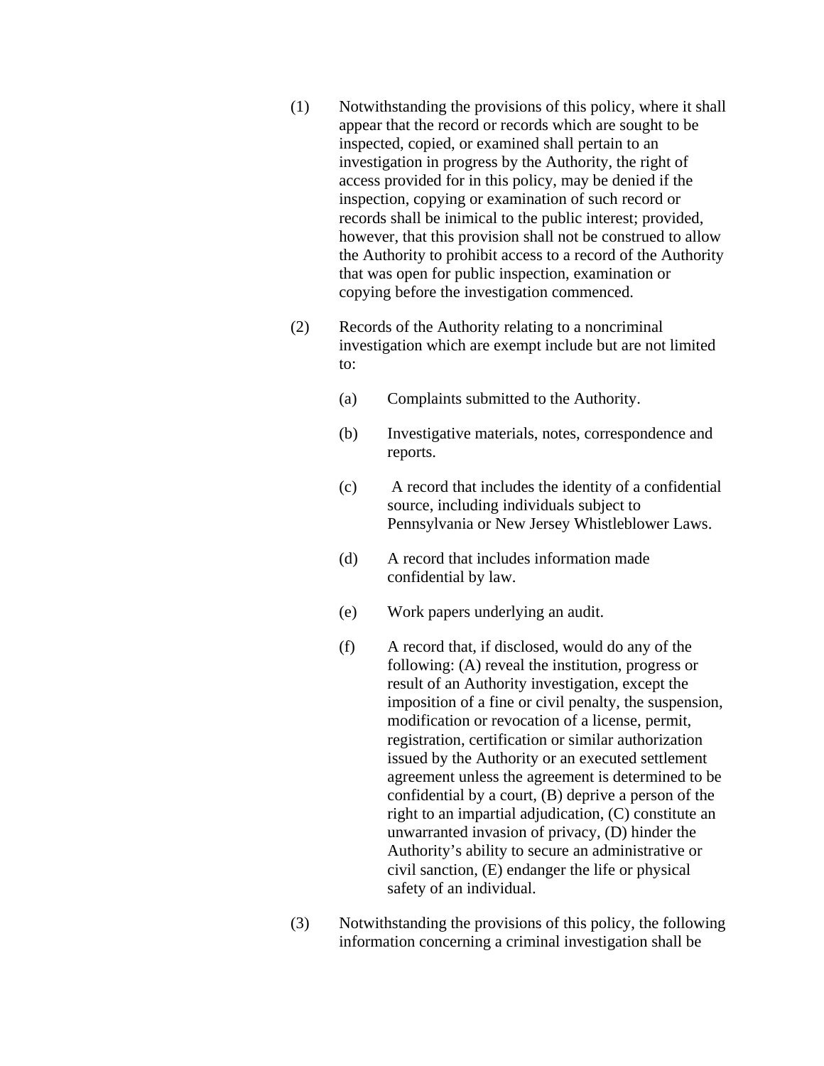(1) Notwithstanding the provisions of this policy, where it shall appear that the record or records which are sought to be inspected, copied, or examined shall pertain to an investigation in progress by the Authority, the right of access provided for in this policy, may be denied if the inspection, copying or examination of such record or records shall be inimical to the public interest; provided, however, that this provision shall not be construed to allow the Authority to prohibit access to a record of the Authority that was open for public inspection, examination or copying before the investigation commenced.

(2) Records of the Authority relating to a noncriminal investigation which are exempt include but are not limited to:

   (a) Complaints submitted to the Authority.

   (b) Investigative materials, notes, correspondence and reports.

   (c) A record that includes the identity of a confidential source, including individuals subject to Pennsylvania or New Jersey Whistleblower Laws.

   (d) A record that includes information made confidential by law.

   (e) Work papers underlying an audit.

   (f) A record that, if disclosed, would do any of the following: (A) reveal the institution, progress or result of an Authority investigation, except the imposition of a fine or civil penalty, the suspension, modification or revocation of a license, permit, registration, certification or similar authorization issued by the Authority or an executed settlement agreement unless the agreement is determined to be confidential by a court, (B) deprive a person of the right to an impartial adjudication, (C) constitute an unwarranted invasion of privacy, (D) hinder the Authority's ability to secure an administrative or civil sanction, (E) endanger the life or physical safety of an individual.

(3) Notwithstanding the provisions of this policy, the following information concerning a criminal investigation shall be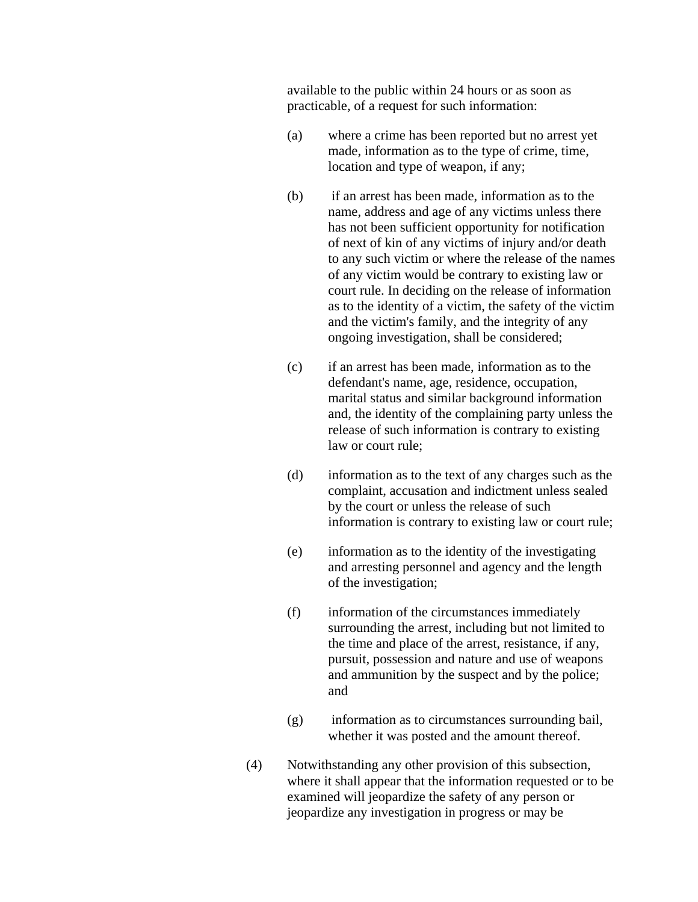available to the public within 24 hours or as soon as practicable, of a request for such information:

(a) where a crime has been reported but no arrest yet made, information as to the type of crime, time, location and type of weapon, if any;

(b) if an arrest has been made, information as to the name, address and age of any victims unless there has not been sufficient opportunity for notification of next of kin of any victims of injury and/or death to any such victim or where the release of the names of any victim would be contrary to existing law or court rule. In deciding on the release of information as to the identity of a victim, the safety of the victim and the victim's family, and the integrity of any ongoing investigation, shall be considered;

(c) if an arrest has been made, information as to the defendant's name, age, residence, occupation, marital status and similar background information and, the identity of the complaining party unless the release of such information is contrary to existing law or court rule;

(d) information as to the text of any charges such as the complaint, accusation and indictment unless sealed by the court or unless the release of such information is contrary to existing law or court rule;

(e) information as to the identity of the investigating and arresting personnel and agency and the length of the investigation;

(f) information of the circumstances immediately surrounding the arrest, including but not limited to the time and place of the arrest, resistance, if any, pursuit, possession and nature and use of weapons and ammunition by the suspect and by the police; and

(g) information as to circumstances surrounding bail, whether it was posted and the amount thereof.

(4) Notwithstanding any other provision of this subsection, where it shall appear that the information requested or to be examined will jeopardize the safety of any person or jeopardize any investigation in progress or may be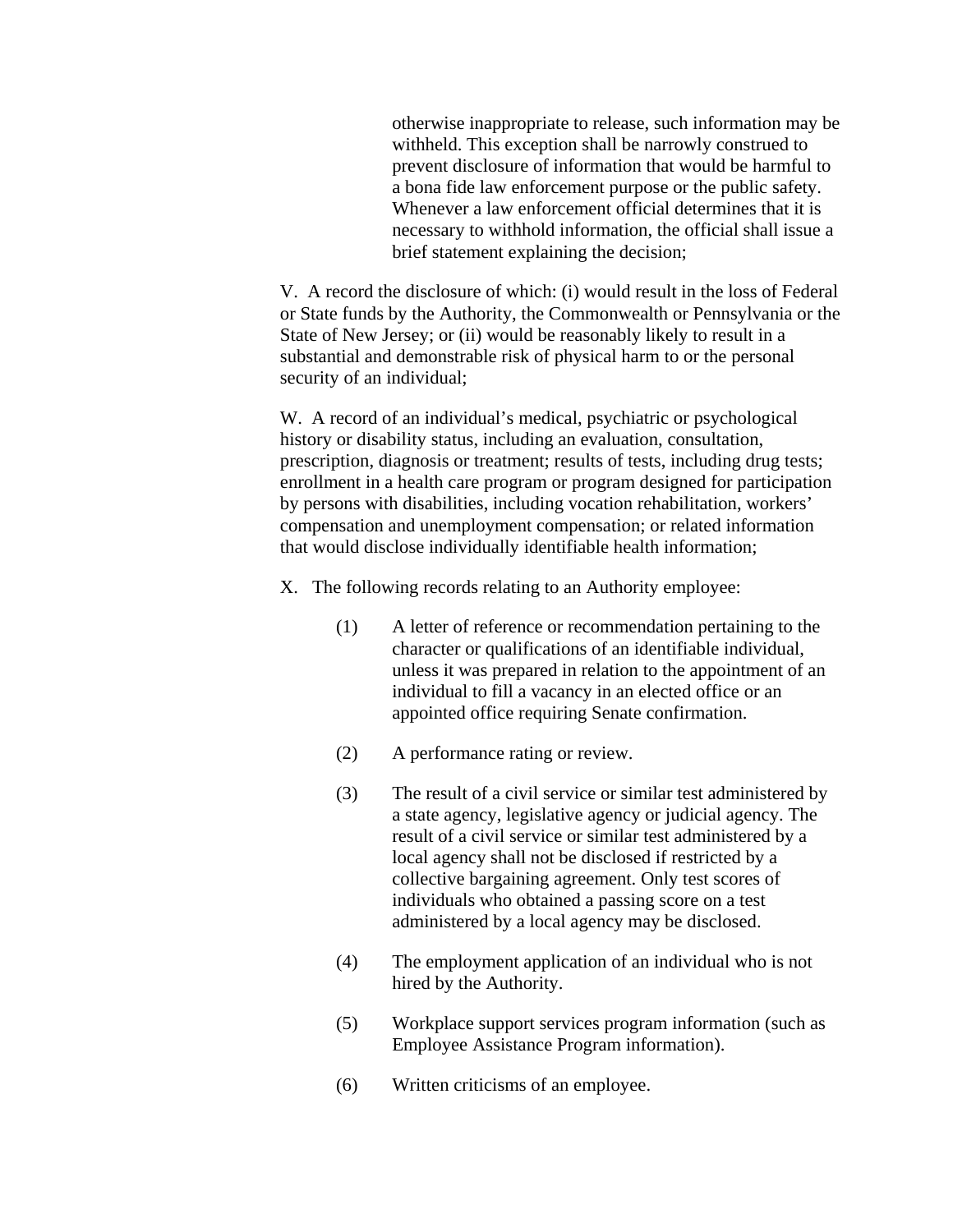otherwise inappropriate to release, such information may be withheld. This exception shall be narrowly construed to prevent disclosure of information that would be harmful to a bona fide law enforcement purpose or the public safety. Whenever a law enforcement official determines that it is necessary to withhold information, the official shall issue a brief statement explaining the decision;

V. A record the disclosure of which: (i) would result in the loss of Federal or State funds by the Authority, the Commonwealth or Pennsylvania or the State of New Jersey; or (ii) would be reasonably likely to result in a substantial and demonstrable risk of physical harm to or the personal security of an individual;

W. A record of an individual's medical, psychiatric or psychological history or disability status, including an evaluation, consultation, prescription, diagnosis or treatment; results of tests, including drug tests; enrollment in a health care program or program designed for participation by persons with disabilities, including vocation rehabilitation, workers' compensation and unemployment compensation; or related information that would disclose individually identifiable health information;

X. The following records relating to an Authority employee:

(1) A letter of reference or recommendation pertaining to the character or qualifications of an identifiable individual, unless it was prepared in relation to the appointment of an individual to fill a vacancy in an elected office or an appointed office requiring Senate confirmation.

(2) A performance rating or review.

(3) The result of a civil service or similar test administered by a state agency, legislative agency or judicial agency. The result of a civil service or similar test administered by a local agency shall not be disclosed if restricted by a collective bargaining agreement. Only test scores of individuals who obtained a passing score on a test administered by a local agency may be disclosed.

(4) The employment application of an individual who is not hired by the Authority.

(5) Workplace support services program information (such as Employee Assistance Program information).

(6) Written criticisms of an employee.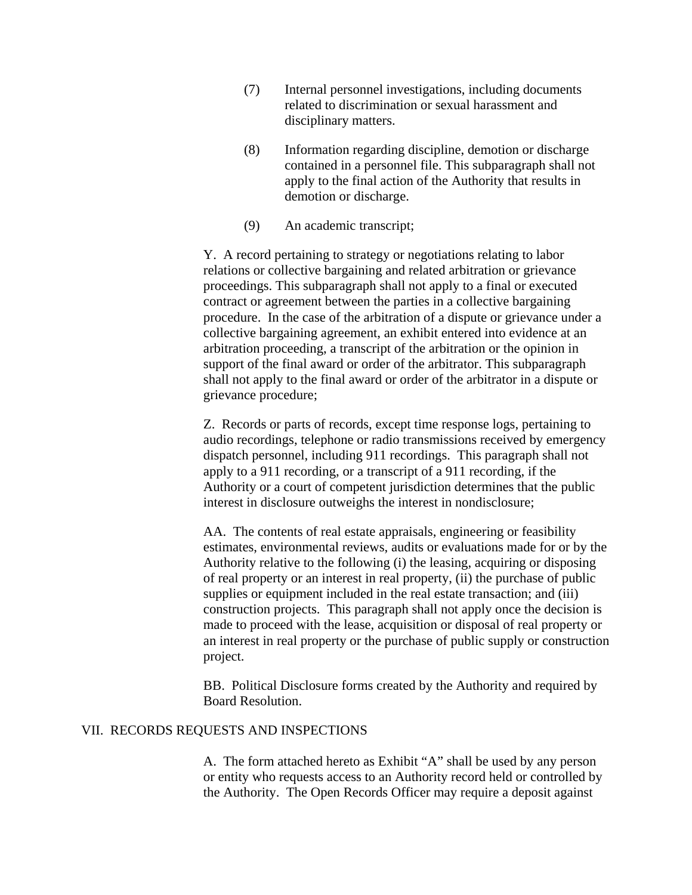(7) Internal personnel investigations, including documents related to discrimination or sexual harassment and disciplinary matters.

(8) Information regarding discipline, demotion or discharge contained in a personnel file. This subparagraph shall not apply to the final action of the Authority that results in demotion or discharge.

(9) An academic transcript;

Y. A record pertaining to strategy or negotiations relating to labor relations or collective bargaining and related arbitration or grievance proceedings. This subparagraph shall not apply to a final or executed contract or agreement between the parties in a collective bargaining procedure. In the case of the arbitration of a dispute or grievance under a collective bargaining agreement, an exhibit entered into evidence at an arbitration proceeding, a transcript of the arbitration or the opinion in support of the final award or order of the arbitrator. This subparagraph shall not apply to the final award or order of the arbitrator in a dispute or grievance procedure;

Z. Records or parts of records, except time response logs, pertaining to audio recordings, telephone or radio transmissions received by emergency dispatch personnel, including 911 recordings. This paragraph shall not apply to a 911 recording, or a transcript of a 911 recording, if the Authority or a court of competent jurisdiction determines that the public interest in disclosure outweighs the interest in nondisclosure;

AA. The contents of real estate appraisals, engineering or feasibility estimates, environmental reviews, audits or evaluations made for or by the Authority relative to the following (i) the leasing, acquiring or disposing of real property or an interest in real property, (ii) the purchase of public supplies or equipment included in the real estate transaction; and (iii) construction projects. This paragraph shall not apply once the decision is made to proceed with the lease, acquisition or disposal of real property or an interest in real property or the purchase of public supply or construction project.

BB. Political Disclosure forms created by the Authority and required by Board Resolution.

## VII. RECORDS REQUESTS AND INSPECTIONS

A. The form attached hereto as Exhibit "A" shall be used by any person or entity who requests access to an Authority record held or controlled by the Authority. The Open Records Officer may require a deposit against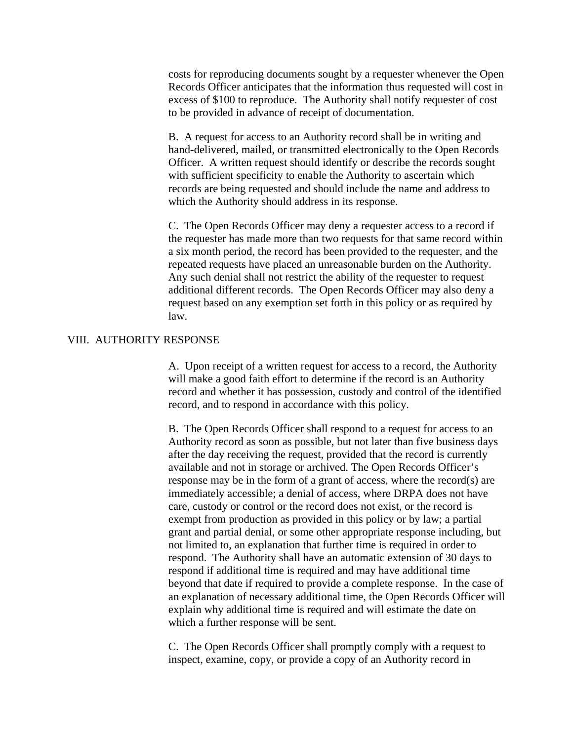costs for reproducing documents sought by a requester whenever the Open Records Officer anticipates that the information thus requested will cost in excess of $100 to reproduce. The Authority shall notify requester of cost to be provided in advance of receipt of documentation.

B. A request for access to an Authority record shall be in writing and hand-delivered, mailed, or transmitted electronically to the Open Records Officer. A written request should identify or describe the records sought with sufficient specificity to enable the Authority to ascertain which records are being requested and should include the name and address to which the Authority should address in its response.

C. The Open Records Officer may deny a requester access to a record if the requester has made more than two requests for that same record within a six month period, the record has been provided to the requester, and the repeated requests have placed an unreasonable burden on the Authority. Any such denial shall not restrict the ability of the requester to request additional different records. The Open Records Officer may also deny a request based on any exemption set forth in this policy or as required by law.

## VIII. AUTHORITY RESPONSE

A. Upon receipt of a written request for access to a record, the Authority will make a good faith effort to determine if the record is an Authority record and whether it has possession, custody and control of the identified record, and to respond in accordance with this policy.

B. The Open Records Officer shall respond to a request for access to an Authority record as soon as possible, but not later than five business days after the day receiving the request, provided that the record is currently available and not in storage or archived. The Open Records Officer's response may be in the form of a grant of access, where the record(s) are immediately accessible; a denial of access, where DRPA does not have care, custody or control or the record does not exist, or the record is exempt from production as provided in this policy or by law; a partial grant and partial denial, or some other appropriate response including, but not limited to, an explanation that further time is required in order to respond. The Authority shall have an automatic extension of 30 days to respond if additional time is required and may have additional time beyond that date if required to provide a complete response. In the case of an explanation of necessary additional time, the Open Records Officer will explain why additional time is required and will estimate the date on which a further response will be sent.

C. The Open Records Officer shall promptly comply with a request to inspect, examine, copy, or provide a copy of an Authority record in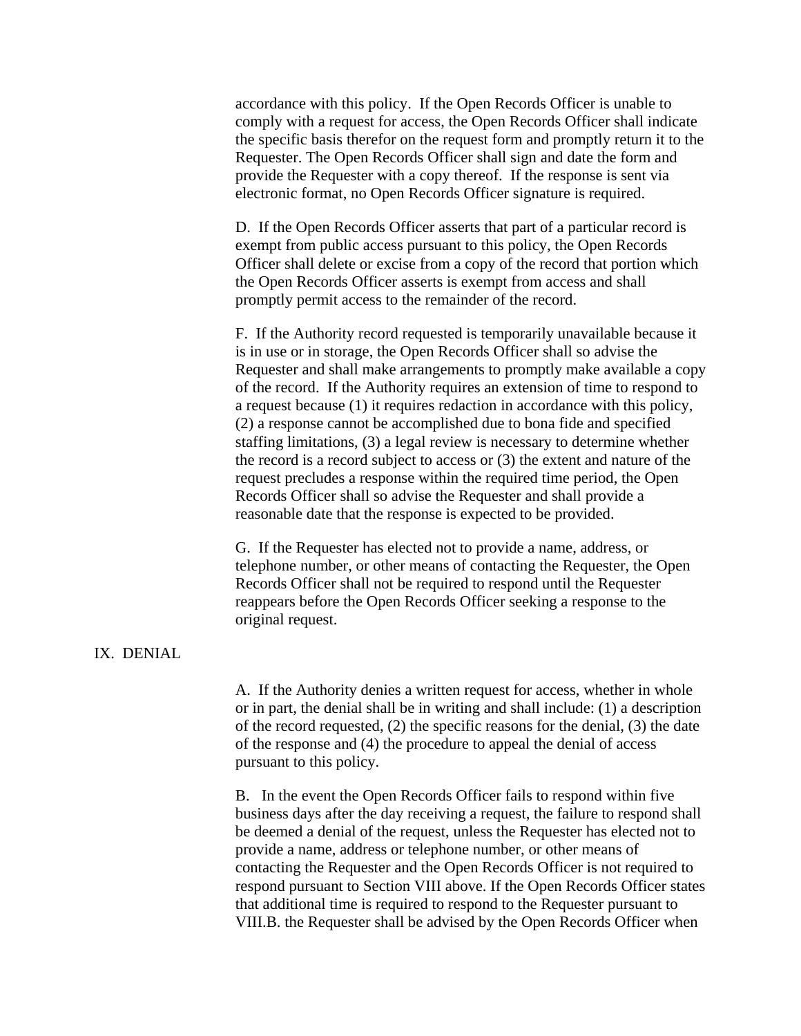accordance with this policy. If the Open Records Officer is unable to comply with a request for access, the Open Records Officer shall indicate the specific basis therefor on the request form and promptly return it to the Requester. The Open Records Officer shall sign and date the form and provide the Requester with a copy thereof. If the response is sent via electronic format, no Open Records Officer signature is required.

D. If the Open Records Officer asserts that part of a particular record is exempt from public access pursuant to this policy, the Open Records Officer shall delete or excise from a copy of the record that portion which the Open Records Officer asserts is exempt from access and shall promptly permit access to the remainder of the record.

F. If the Authority record requested is temporarily unavailable because it is in use or in storage, the Open Records Officer shall so advise the Requester and shall make arrangements to promptly make available a copy of the record. If the Authority requires an extension of time to respond to a request because (1) it requires redaction in accordance with this policy, (2) a response cannot be accomplished due to bona fide and specified staffing limitations, (3) a legal review is necessary to determine whether the record is a record subject to access or (3) the extent and nature of the request precludes a response within the required time period, the Open Records Officer shall so advise the Requester and shall provide a reasonable date that the response is expected to be provided.

G. If the Requester has elected not to provide a name, address, or telephone number, or other means of contacting the Requester, the Open Records Officer shall not be required to respond until the Requester reappears before the Open Records Officer seeking a response to the original request.

## IX. DENIAL

A. If the Authority denies a written request for access, whether in whole or in part, the denial shall be in writing and shall include: (1) a description of the record requested, (2) the specific reasons for the denial, (3) the date of the response and (4) the procedure to appeal the denial of access pursuant to this policy.

B. In the event the Open Records Officer fails to respond within five business days after the day receiving a request, the failure to respond shall be deemed a denial of the request, unless the Requester has elected not to provide a name, address or telephone number, or other means of contacting the Requester and the Open Records Officer is not required to respond pursuant to Section VIII above. If the Open Records Officer states that additional time is required to respond to the Requester pursuant to VIII.B. the Requester shall be advised by the Open Records Officer when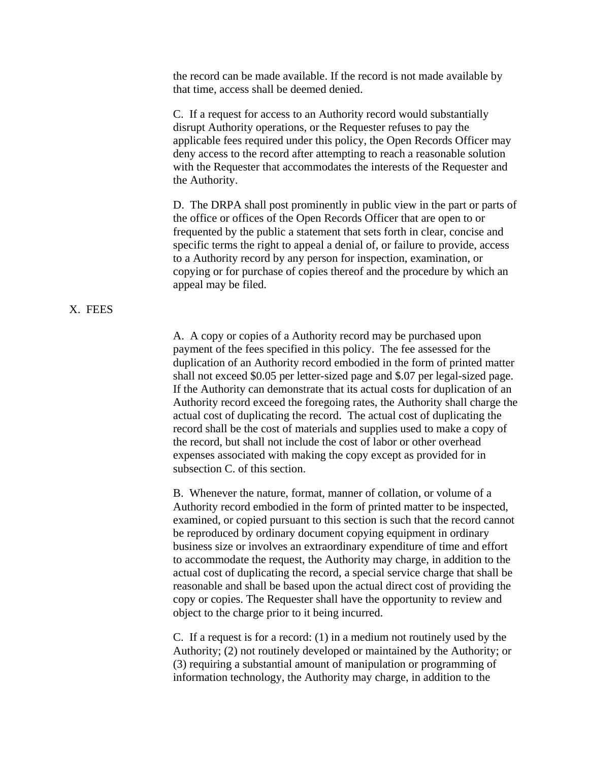the record can be made available. If the record is not made available by that time, access shall be deemed denied.

C. If a request for access to an Authority record would substantially disrupt Authority operations, or the Requester refuses to pay the applicable fees required under this policy, the Open Records Officer may deny access to the record after attempting to reach a reasonable solution with the Requester that accommodates the interests of the Requester and the Authority.

D. The DRPA shall post prominently in public view in the part or parts of the office or offices of the Open Records Officer that are open to or frequented by the public a statement that sets forth in clear, concise and specific terms the right to appeal a denial of, or failure to provide, access to a Authority record by any person for inspection, examination, or copying or for purchase of copies thereof and the procedure by which an appeal may be filed.

## X. FEES

A. A copy or copies of a Authority record may be purchased upon payment of the fees specified in this policy. The fee assessed for the duplication of an Authority record embodied in the form of printed matter shall not exceed $0.05 per letter-sized page and $.07 per legal-sized page. If the Authority can demonstrate that its actual costs for duplication of an Authority record exceed the foregoing rates, the Authority shall charge the actual cost of duplicating the record. The actual cost of duplicating the record shall be the cost of materials and supplies used to make a copy of the record, but shall not include the cost of labor or other overhead expenses associated with making the copy except as provided for in subsection C. of this section.

B. Whenever the nature, format, manner of collation, or volume of a Authority record embodied in the form of printed matter to be inspected, examined, or copied pursuant to this section is such that the record cannot be reproduced by ordinary document copying equipment in ordinary business size or involves an extraordinary expenditure of time and effort to accommodate the request, the Authority may charge, in addition to the actual cost of duplicating the record, a special service charge that shall be reasonable and shall be based upon the actual direct cost of providing the copy or copies. The Requester shall have the opportunity to review and object to the charge prior to it being incurred.

C. If a request is for a record: (1) in a medium not routinely used by the Authority; (2) not routinely developed or maintained by the Authority; or (3) requiring a substantial amount of manipulation or programming of information technology, the Authority may charge, in addition to the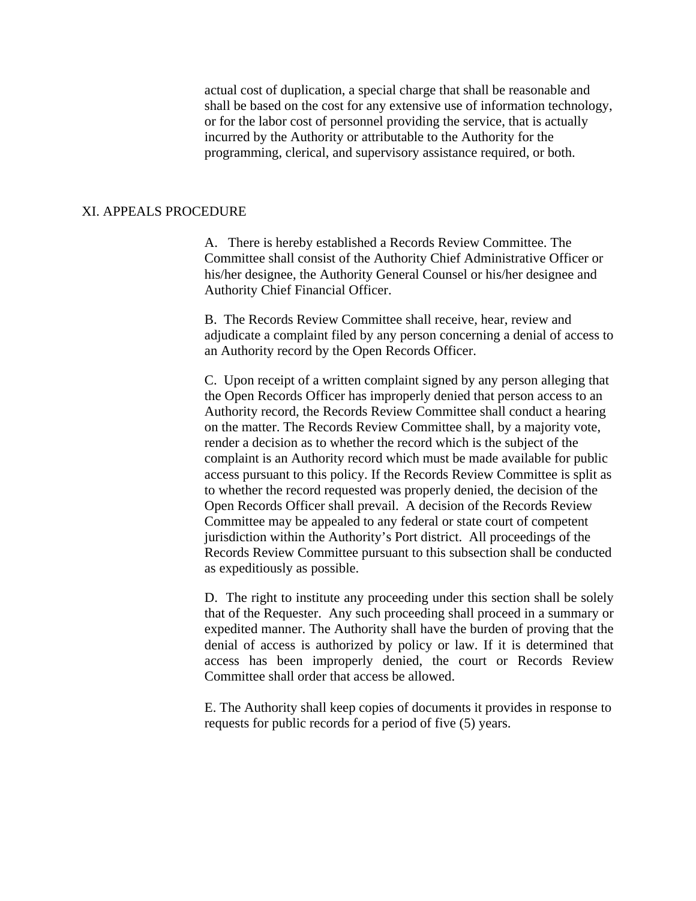actual cost of duplication, a special charge that shall be reasonable and shall be based on the cost for any extensive use of information technology, or for the labor cost of personnel providing the service, that is actually incurred by the Authority or attributable to the Authority for the programming, clerical, and supervisory assistance required, or both.

## XI. APPEALS PROCEDURE

A. There is hereby established a Records Review Committee. The Committee shall consist of the Authority Chief Administrative Officer or his/her designee, the Authority General Counsel or his/her designee and Authority Chief Financial Officer.

B. The Records Review Committee shall receive, hear, review and adjudicate a complaint filed by any person concerning a denial of access to an Authority record by the Open Records Officer.

C. Upon receipt of a written complaint signed by any person alleging that the Open Records Officer has improperly denied that person access to an Authority record, the Records Review Committee shall conduct a hearing on the matter. The Records Review Committee shall, by a majority vote, render a decision as to whether the record which is the subject of the complaint is an Authority record which must be made available for public access pursuant to this policy. If the Records Review Committee is split as to whether the record requested was properly denied, the decision of the Open Records Officer shall prevail. A decision of the Records Review Committee may be appealed to any federal or state court of competent jurisdiction within the Authority's Port district. All proceedings of the Records Review Committee pursuant to this subsection shall be conducted as expeditiously as possible.

D. The right to institute any proceeding under this section shall be solely that of the Requester. Any such proceeding shall proceed in a summary or expedited manner. The Authority shall have the burden of proving that the denial of access is authorized by policy or law. If it is determined that access has been improperly denied, the court or Records Review Committee shall order that access be allowed.

E. The Authority shall keep copies of documents it provides in response to requests for public records for a period of five (5) years.